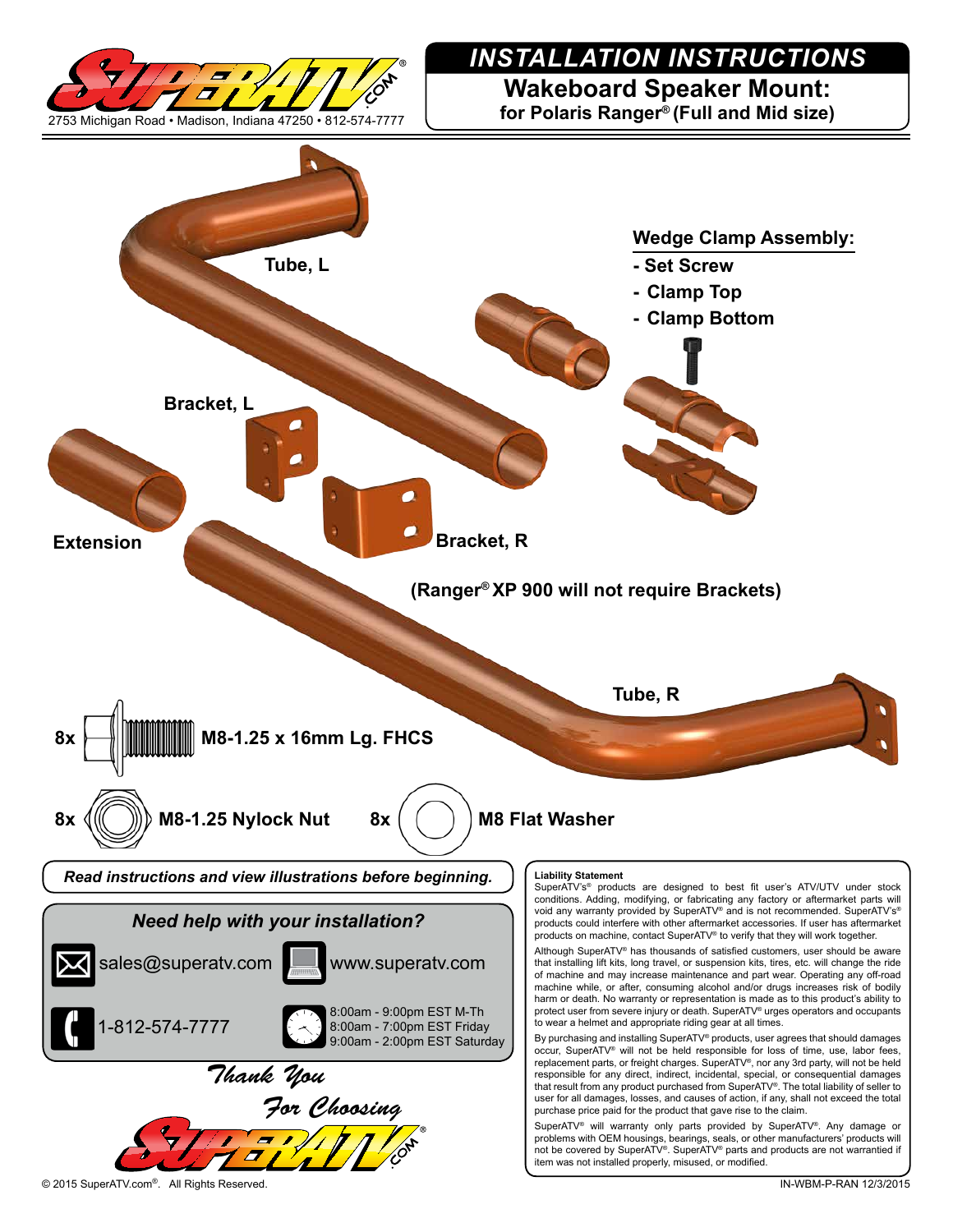2753 Michigan Road • Madison, Indiana 47250 • 812-574-7777

# INSTALLATION INSTRUCTIONS

## Wakeboard Speaker Mount:
### for Polaris Ranger® (Full and Mid size)

Tube, L

**Wedge Clamp Assembly:**
- Set Screw
- Clamp Top
- Clamp Bottom

Bracket, L

Extension

Bracket, R

**(Ranger® XP 900 will not require Brackets)**

Tube, R

- 8x M8-1.25 x 16mm Lg. FHCS
- 8x M8-1.25 Nylock Nut
- 8x M8 Flat Washer

*Read instructions and view illustrations before beginning.*

***Need help with your installation?***

sales@superatv.com

www.superatv.com

1-812-574-7777

8:00am - 9:00pm EST M-Th
8:00am - 7:00pm EST Friday
9:00am - 2:00pm EST Saturday

*Thank You For Choosing* SuperATV.com

**Liability Statement**

SuperATV's® products are designed to best fit user's ATV/UTV under stock conditions. Adding, modifying, or fabricating any factory or aftermarket parts will void any warranty provided by SuperATV® and is not recommended. SuperATV's® products could interfere with other aftermarket accessories. If user has aftermarket products on machine, contact SuperATV® to verify that they will work together.

Although SuperATV® has thousands of satisfied customers, user should be aware that installing lift kits, long travel, or suspension kits, tires, etc. will change the ride of machine and may increase maintenance and part wear. Operating any off-road machine while, or after, consuming alcohol and/or drugs increases risk of bodily harm or death. No warranty or representation is made as to this product's ability to protect user from severe injury or death. SuperATV® urges operators and occupants to wear a helmet and appropriate riding gear at all times.

By purchasing and installing SuperATV® products, user agrees that should damages occur, SuperATV® will not be held responsible for loss of time, use, labor fees, replacement parts, or freight charges. SuperATV®, nor any 3rd party, will not be held responsible for any direct, indirect, incidental, special, or consequential damages that result from any product purchased from SuperATV®. The total liability of seller to user for all damages, losses, and causes of action, if any, shall not exceed the total purchase price paid for the product that gave rise to the claim.

SuperATV® will warranty only parts provided by SuperATV®. Any damage or problems with OEM housings, bearings, seals, or other manufacturers' products will not be covered by SuperATV®. SuperATV® parts and products are not warrantied if item was not installed properly, misused, or modified.

© 2015 SuperATV.com®. All Rights Reserved.

IN-WBM-P-RAN 12/3/2015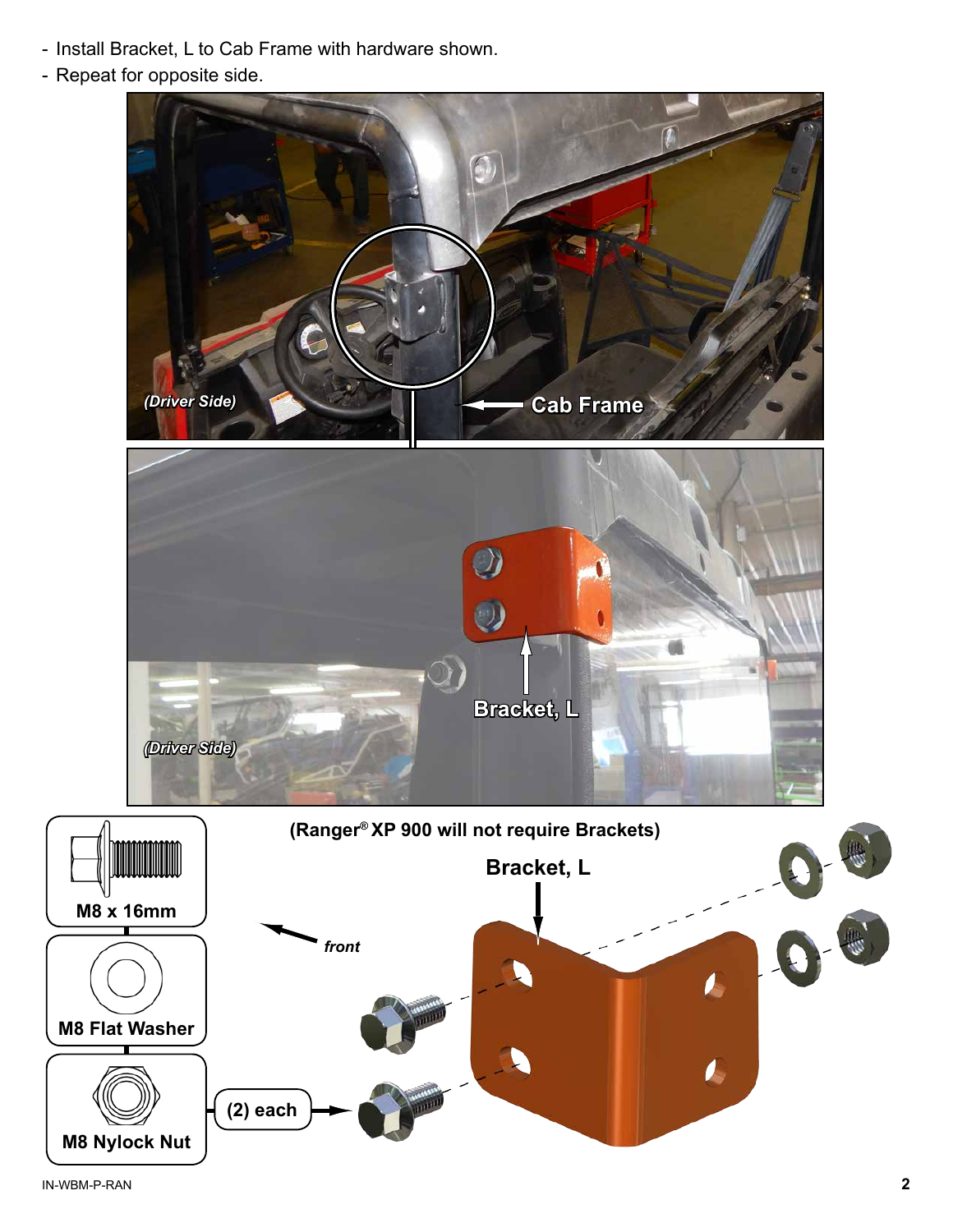- Install Bracket, L to Cab Frame with hardware shown.
- Repeat for opposite side.

(Driver Side)

Cab Frame

Bracket, L

(Driver Side)

(Ranger® XP 900 will not require Brackets)

Bracket, L

front

M8 x 16mm

M8 Flat Washer

M8 Nylock Nut

(2) each

IN-WBM-P-RAN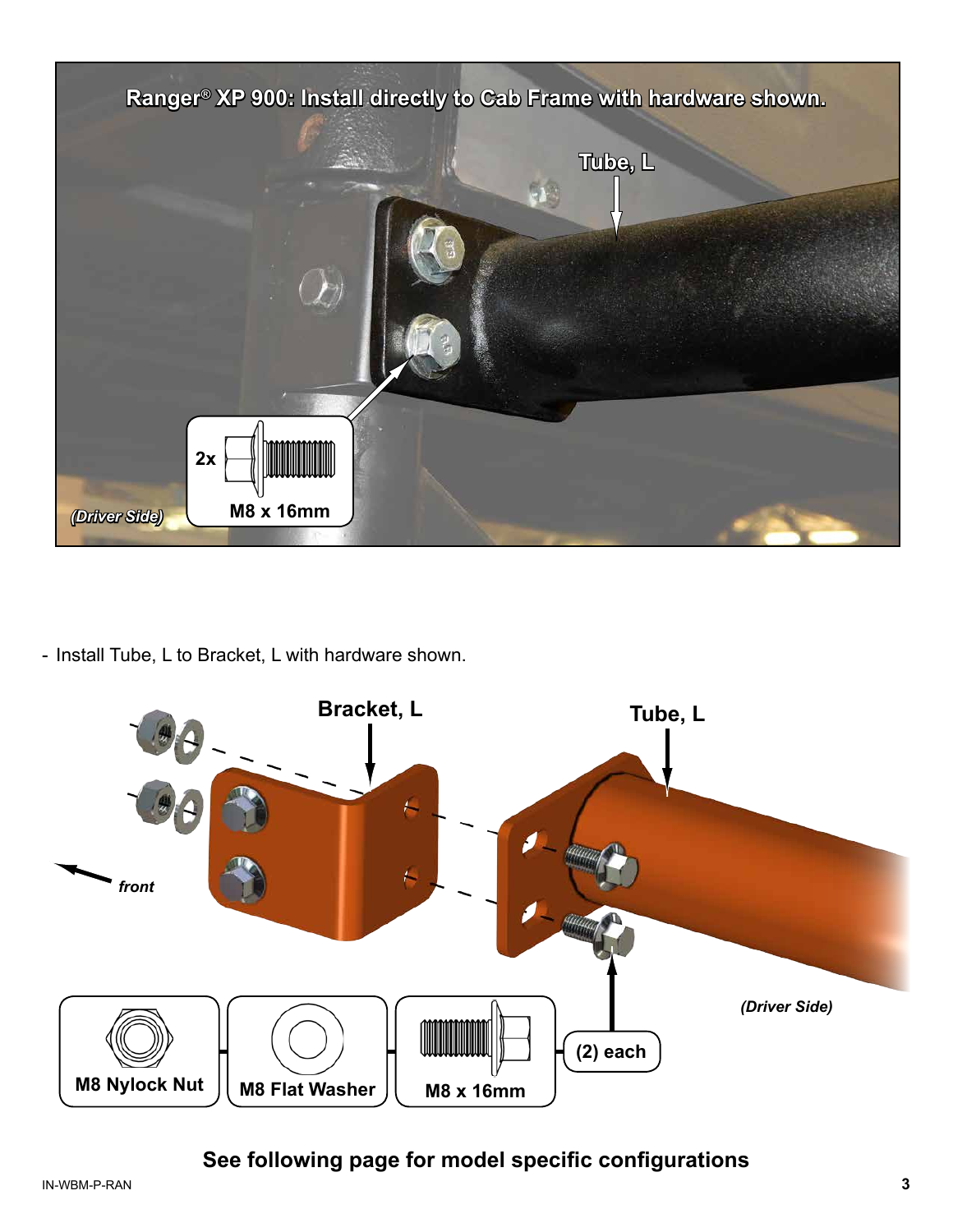Ranger® XP 900: Install directly to Cab Frame with hardware shown.

Tube, L

2x M8 x 16mm

*(Driver Side)*

- Install Tube, L to Bracket, L with hardware shown.

Bracket, L

Tube, L

*front*

M8 Nylock Nut

M8 Flat Washer

M8 x 16mm

(2) each

*(Driver Side)*

**See following page for model specific configurations**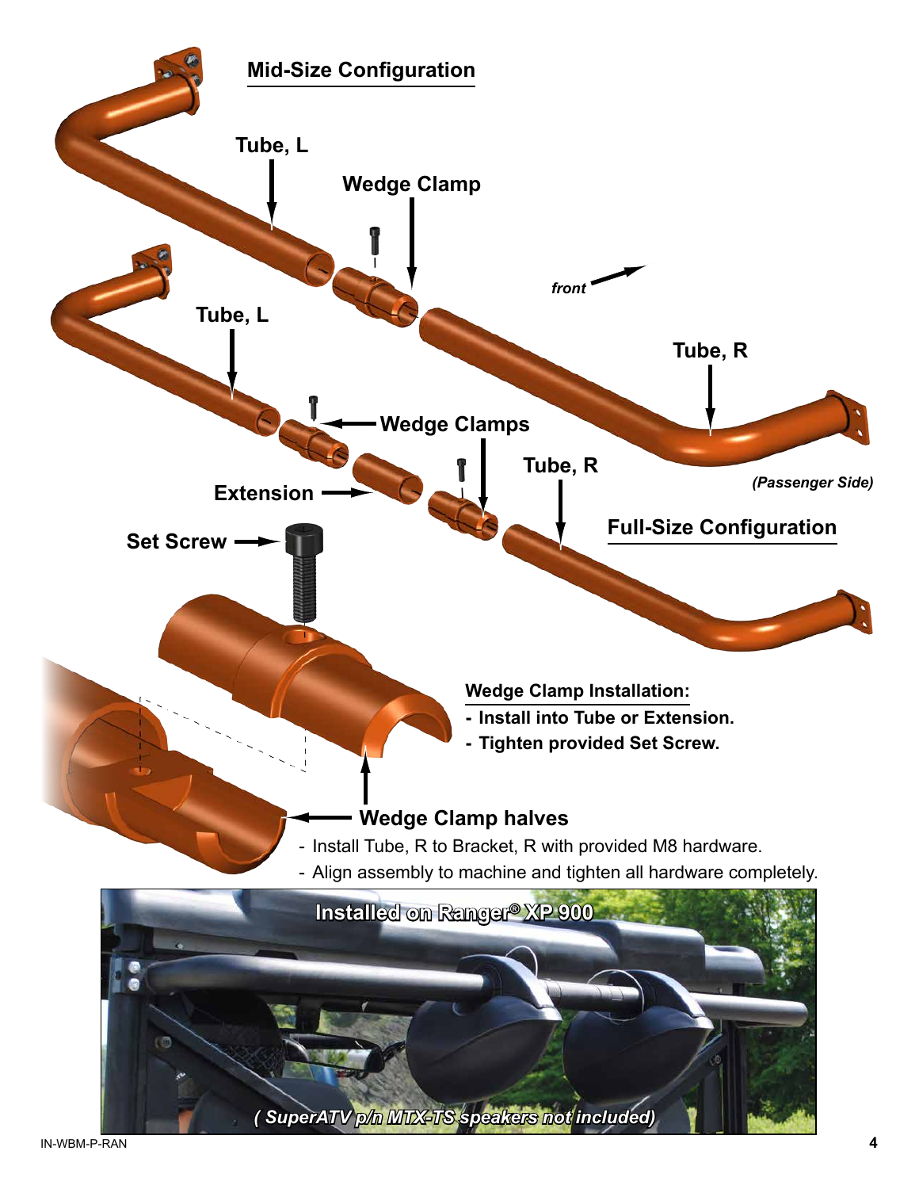## Mid-Size Configuration

Tube, L

Wedge Clamp

*front*

Tube, L

Tube, R

Wedge Clamps

Tube, R

*(Passenger Side)*

Extension

## Full-Size Configuration

Set Screw

**Wedge Clamp Installation:**

- **Install into Tube or Extension.**
- **Tighten provided Set Screw.**

**Wedge Clamp halves**

- Install Tube, R to Bracket, R with provided M8 hardware.
- Align assembly to machine and tighten all hardware completely.

**Installed on Ranger® XP 900**

*( SuperATV p/n MTX-TS speakers not included)*

IN-WBM-P-RAN